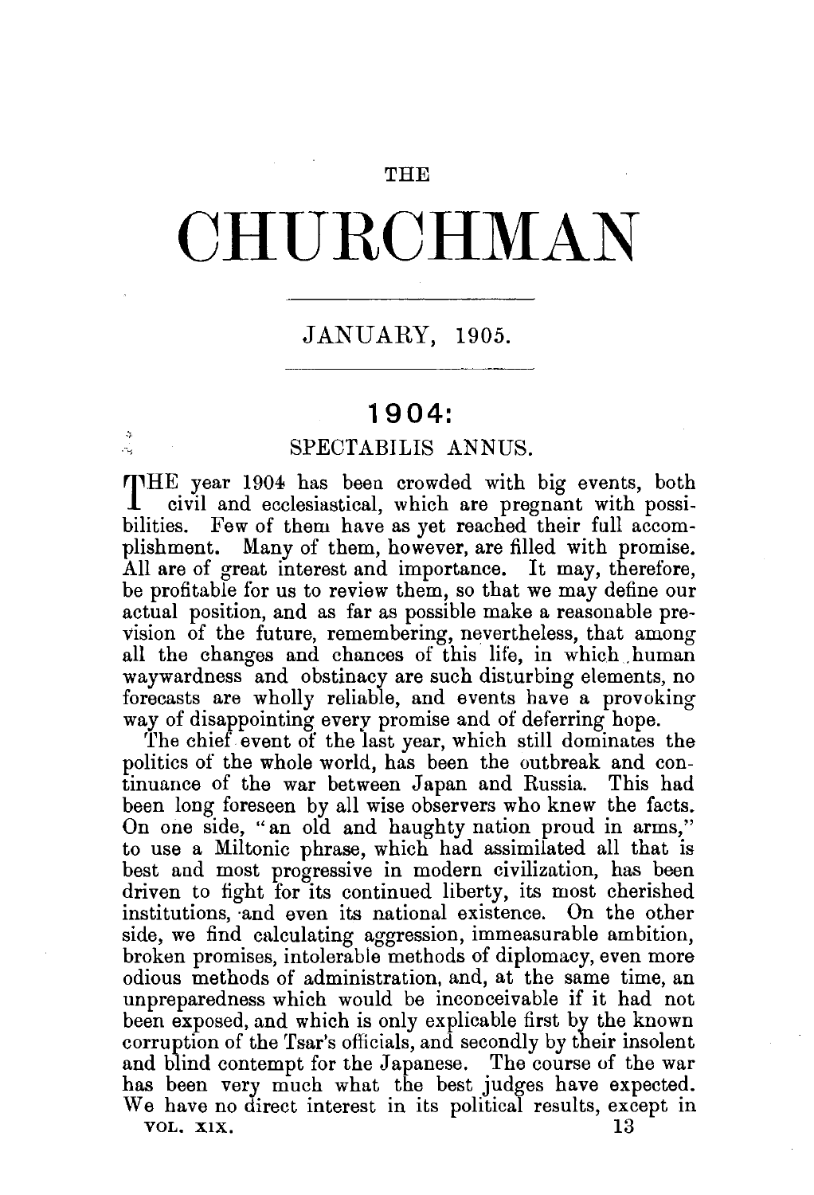# THE CHURCHMAN

JANUARY, 1905.

## 1904:

### SPECTABILIS ANNUS.

THE year 1904 has been crowded with big events, both civil and ecclesiastical, which are pregnant with possibilities. Few of them have as yet reached their full accomplishment. Many of them, however, are filled with promise. All are of great interest and importance. It may, therefore, be profitable for us to review them, so that we may define our actual position, and as far as possible make a reasonable prevision of the future, remembering, nevertheless, that among all the changes and chances of this life, in which human waywardness and obstinacy are such disturbing elements, no forecasts are wholly reliable, and events have a provoking way of disappointing every promise and of deferring hope.

The chief event of the last year, which still dominates the politics of the whole world, has been the outbreak and continuance of the war between Japan and Russia. This had been long foreseen by all wise observers who knew the facts. On one side, "an old and haughty nation proud in arms," to use a Miltonic phrase, which had assimilated all that is best and most progressive in modern civilization, has been driven to fight for its continued liberty, its most cherished institutions, and even its national existence. On the other side, we find calculating aggression, immeasurable ambition, broken promises, intolerable methods of diplomacy, even more odious methods of administration, and, at the same time, an unpreparedness which would be inconceivable if it had not been exposed, and which is only explicable first by the known corruption of the Tsar's officials, and secondly by their insolent and blind contempt for the Japanese. The course of the war has been very much what the best judges have expected. We have no direct interest in its political results, except in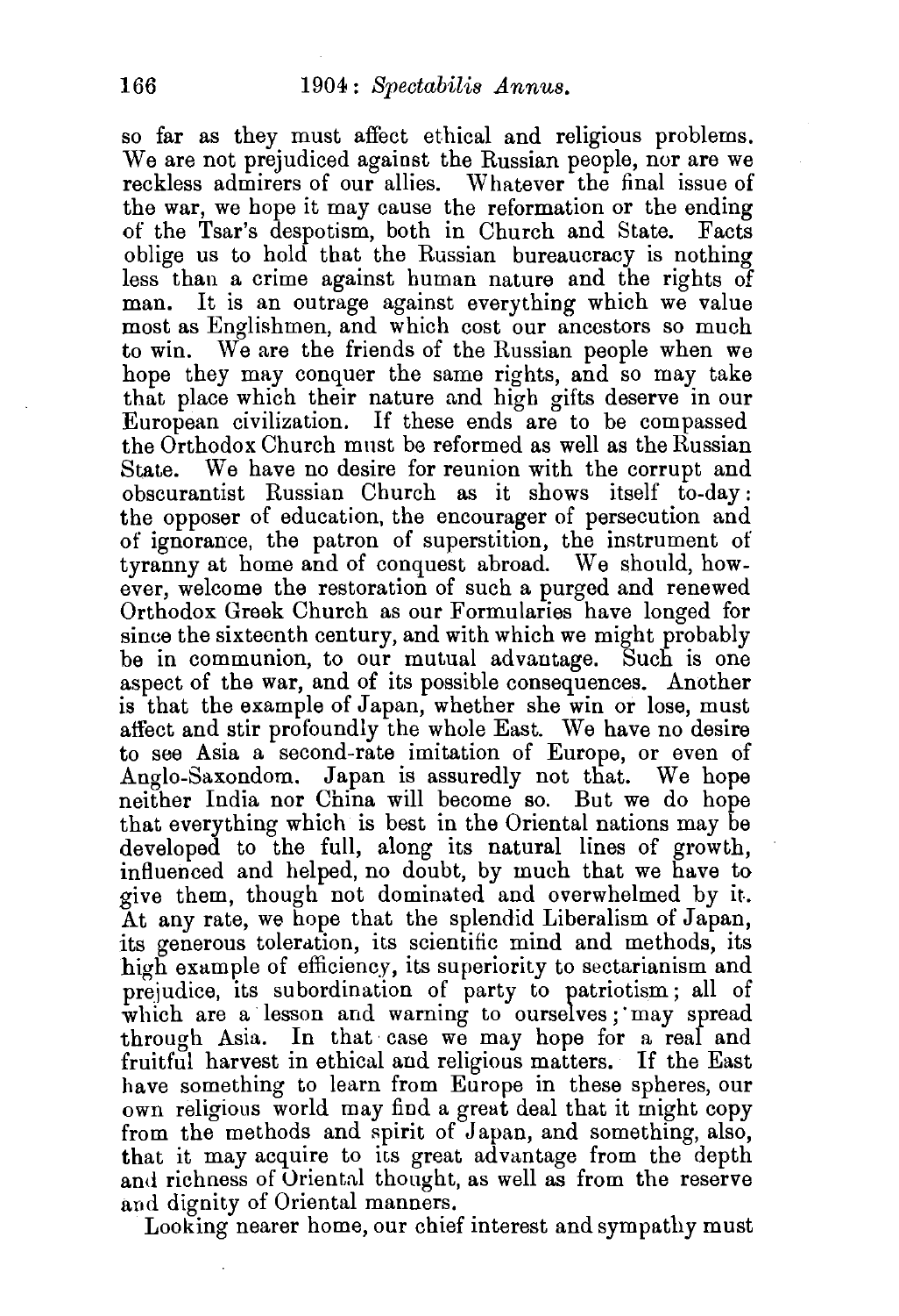so far as they must affect ethical and religious problems. We are not prejudiced against the Russian people, nor are we reckless admirers of our allies. Whatever the final issue of the war, we hope it may cause the reformation or the ending of the Tsar's despotism, both in Church and State. Facts oblige us to hold that the Russian bureaucracy is nothing less than a crime against human nature and the rights of man. It is an outrage against everything which we value most as Englishmen, and which cost our ancestors so much to win. We are the friends of the Russian people when we hope they may conquer the same rights, and so may take that place which their nature and high gifts deserve in our European civilization. If these ends are to be compassed the Orthodox Church must be reformed as well as the Russian State. We have no desire for reunion with the corrupt and obscurantist Russian Church as it shows itself to-day: the opposer of education, the encourager of persecution and of ignorance, the patron of superstition, the instrument of tyranny at home and of conquest abroad. We should, however, welcome the restoration of such a purged and renewed Orthodox Greek Church as our Formularies have longed for since the sixteenth century, and with which we might probably be in communion, to our mutual advantage. Such is one aspect of the war, and of its possible consequences. Another is that the example of Japan, whether she win or lose, must affect and stir profoundly the whole East. We have no desire to see Asia a second-rate imitation of Europe, or even of Anglo-Saxondom. Japan is assuredly not that. We hope neither India nor China will become so. But we do hope that everything which is best in the Oriental nations may be developed to the full, along its natural lines of growth, influenced and helped, no doubt, by much that we have to give them, though not dominated and overwhelmed by it. At any rate, we hope that the splendid Liberalism of Japan, its generous toleration, its scientific mind and methods, its high example of efficiency, its superiority to sectarianism and prejudice, its subordination of party to patriotism; all of which are a lesson and warning to ourselves; may spread through Asia. In that case we may hope for a real and fruitful harvest in ethical and religious matters. If the East have something to learn from Europe in these spheres, our own religious world may find a great deal that it might copy from the methods and spirit of Japan, and something, also, that it may acquire to its great advantage from the depth and richness of Oriental thought, as well as from the reserve and dignity of Oriental manners.

Looking nearer home, our chief interest and sympathy must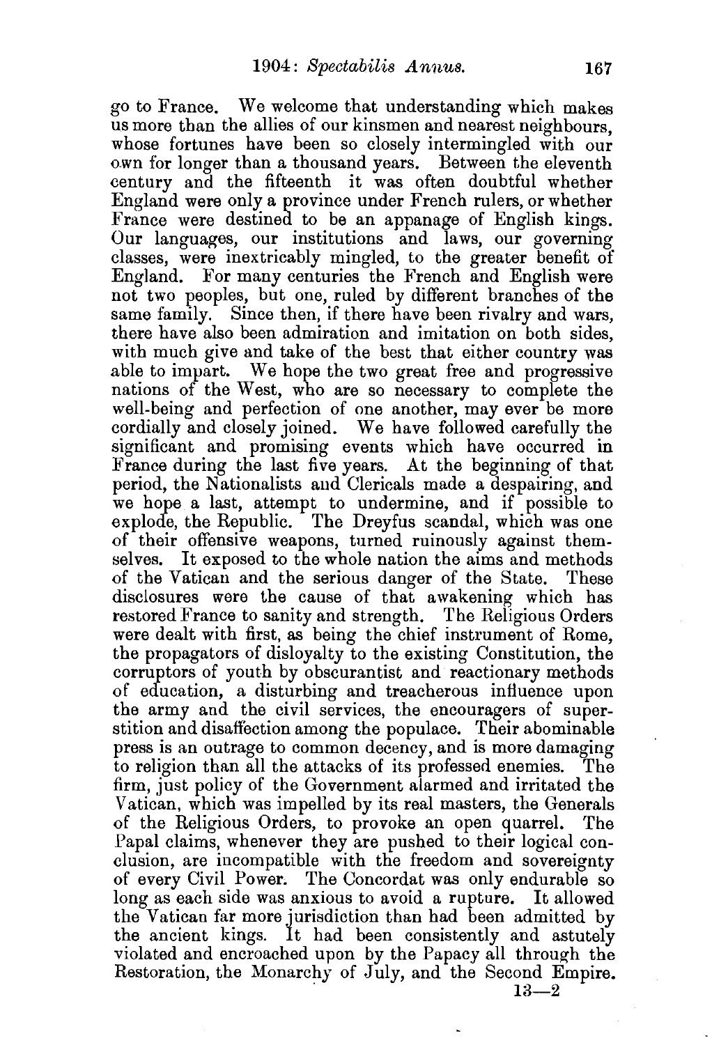go to France. We welcome that understanding which makes us more than the allies of our kinsmen and nearest neighbours, whose fortunes have been so closely intermingled with our own for longer than a thousand years. Between the eleventh century and the fifteenth it was often doubtful whether England were only a province under French rulers, or whether France were destined to be an appanage of English kings. Our languages, our institutions and laws, our governing classes, were inextricably mingled, to the greater benefit of England. For many centuries the French and English were not two peoples, but one, ruled by different branches of the same family. Since then, if there have been rivalry and wars, there have also been admiration and imitation on both sides, with much give and take of the best that either country was able to impart. We hope the two great free and progressive nations of the West, who are so necessary to complete the well-being and perfection of one another, may ever be more cordially and closely joined. We have followed carefully the significant and promising events which have occurred in France during the last five years. At the beginning of that period, the Nationalists and Clericals made a despairing, and we hope a last, attempt to undermine, and if possible to explode, the Republic. The Dreyfus scandal, which was one of their offensive weapons, turned ruinously against themselves. It exposed to the whole nation the aims and methods of the Vatican and the serious danger of the State. These disclosures were the cause of that awakening which has restored France to sanity and strength. The Religious Orders were dealt with first, as being the chief instrument of Rome, the propagators of disloyalty to the existing Constitution, the corruptors of youth by obscurantist and reactionary methods of education, a disturbing and treacherous influence upon the army and the civil services, the encouragers of superstition and disaffection among the populace. Their abominable press is an outrage to common decency, and is more damaging to religion than all the attacks of its professed enemies. The firm, just policy of the Government alarmed and irritated the Vatican, which was impelled by its real masters, the Generals of the Religious Orders, to provoke an open quarrel. The Papal claims, whenever they are pushed to their logical conclusion, are incompatible with the freedom and sovereignty of every Civil Power. The Concordat was only endurable so long as each side was anxious to avoid a rupture. It allowed the Vatican far more jurisdiction than had been admitted by the ancient kings. It had been consistently and astutely violated and encroached upon by the Papacy all through the Restoration, the Monarchy of July, and the Second Empire.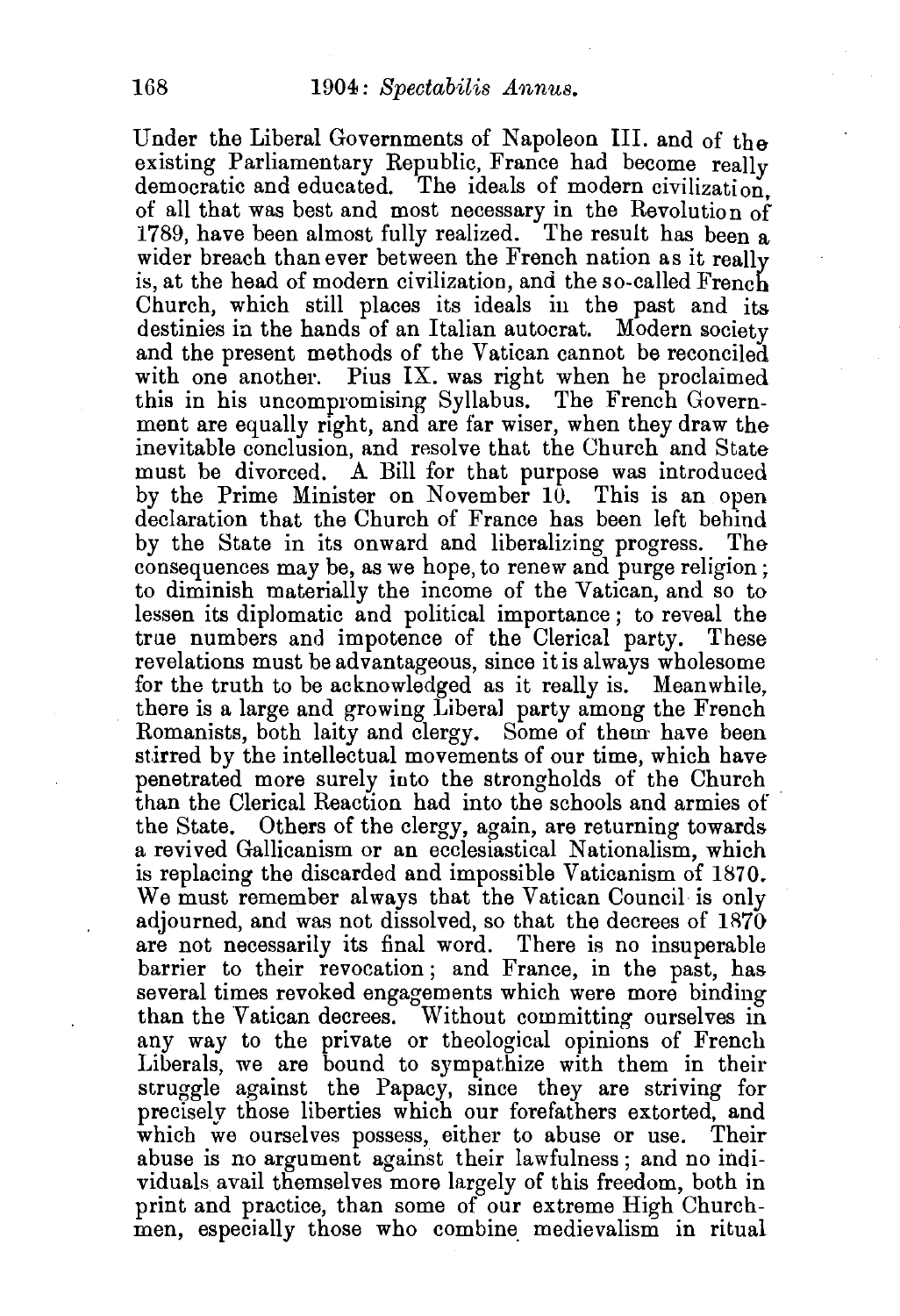Under the Liberal Governments of Napoleon III. and of the existing Parliamentary Republic, France had become really democratic and educated. The ideals of modern civilization, of all that was best and most necessary in the Revolution of 1789, have been almost fully realized. The result has been a wider breach than ever between the French nation as it really is, at the head of modern civilization, and the so-called French Church, which still places its ideals in the past and its destinies in the hands of an Italian autocrat. Modern society and the present methods of the Vatican cannot be reconciled with one another. Pius IX. was right when he proclaimed this in his uncompromising Syllabus. The French Government are equally right, and are far wiser, when they draw the inevitable conclusion, and resolve that the Church and State must be divorced. A Bill for that purpose was introduced by the Prime Minister on November 10. This is an open declaration that the Church of France has been left behind by the State in its onward and liberalizing progress. The consequences may be, as we hope, to renew and purge religion; to diminish materially the income of the Vatican, and so to lessen its diplomatic and political importance; to reveal the true numbers and impotence of the Clerical party. These revelations must be advantageous, since it is always wholesome for the truth to be acknowledged as it really is. Meanwhile, there is a large and growing Liberal party among the French Romanists, both laity and clergy. Some of them have been stirred by the intellectual movements of our time, which have penetrated more surely into the strongholds of the Church than the Clerical Reaction had into the schools and armies of the State. Others of the clergy, again, are returning towards a revived Gallicanism or an ecclesiastical Nationalism, which is replacing the discarded and impossible Vaticanism of 1870. We must remember always that the Vatican Council is only adjourned, and was not dissolved, so that the decrees of 1870 are not necessarily its final word. There is no insuperable barrier to their revocation; and France, in the past, has several times revoked engagements which were more binding than the Vatican decrees. Without committing ourselves in any way to the private or theological opinions of French Liberals, we are bound to sympathize with them in their struggle against the Papacy, since they are striving for precisely those liberties which our forefathers extorted, and which we ourselves possess, either to abuse or use. Their abuse is no argument against their lawfulness; and no individuals avail themselves more largely of this freedom, both in print and practice, than some of our extreme High Churchmen, especially those who combine medievalism in ritual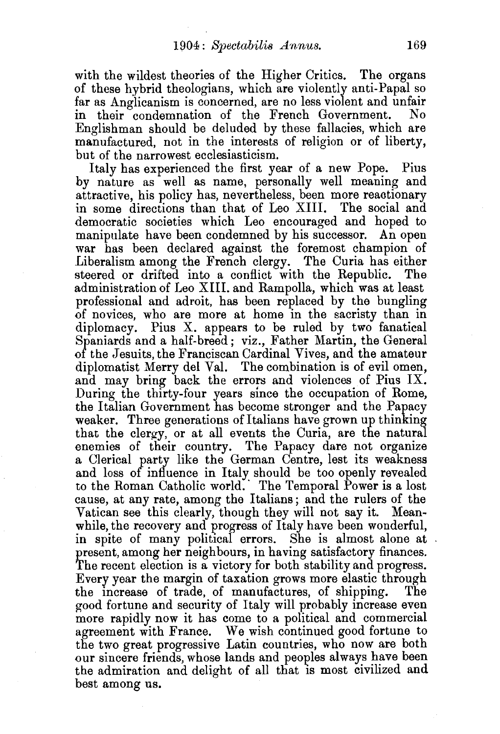with the wildest theories of the Higher Critics. The organs of these hybrid theologians, which are violently anti-Papal so far as Anglicanism is concerned, are no less violent and unfair in their condemnation of the French Government. No Englishman should be deluded by these fallacies, which are manufactured, not in the interests of religion or of liberty, but of the narrowest ecclesiasticism.

Italy has experienced the first year of a new Pope. Pius by nature as well as name, personally well meaning and attractive, his policy has, nevertheless, been more reactionary in some directions than that of Leo XIII. The social and democratic societies which Leo encouraged and hoped to manipulate have been condemned by his successor. An open war has been declared against the foremost champion of Liberalism among the French clergy. The Curia has either steered or drifted into a conflict with the Republic. The administration of Leo XIII. and Rampolla, which was at least professional and adroit, has been replaced by the bungling of novices, who are more at home in the sacristy than in diplomacy. Pius X. appears to be ruled by two fanatical Spaniards and a half-breed; viz., Father Martin, the General of the Jesuits, the Franciscan Cardinal Vives, and the amateur diplomatist Merry del Val. The combination is of evil omen, and may bring back the errors and violences of Pius IX. During the thirty-four years since the occupation of Rome, the Italian Government has become stronger and the Papacy weaker. Three generations of Italians have grown up thinking that the clergy, or at all events the Curia, are the natural enemies of their country. The Papacy dare not organize a Clerical party like the German Centre, lest its weakness and loss of influence in Italy should be too openly revealed to the Roman Catholic world. The Temporal Power is a lost cause, at any rate, among the Italians; and the rulers of the Vatican see this clearly, though they will not say it. Meanwhile, the recovery and progress of Italy have been wonderful, in spite of many political errors. She is almost alone at present, among her neighbours, in having satisfactory finances. The recent election is a victory for both stability and progress. Every year the margin of taxation grows more elastic through the increase of trade, of manufactures, of shipping. The good fortune and security of Italy will probably increase even more rapidly now it has come to a political and commercial agreement with France. We wish continued good fortune to the two great progressive Latin countries, who now are both our sincere friends, whose lands and peoples always have been the admiration and delight of all that is most civilized and best among us.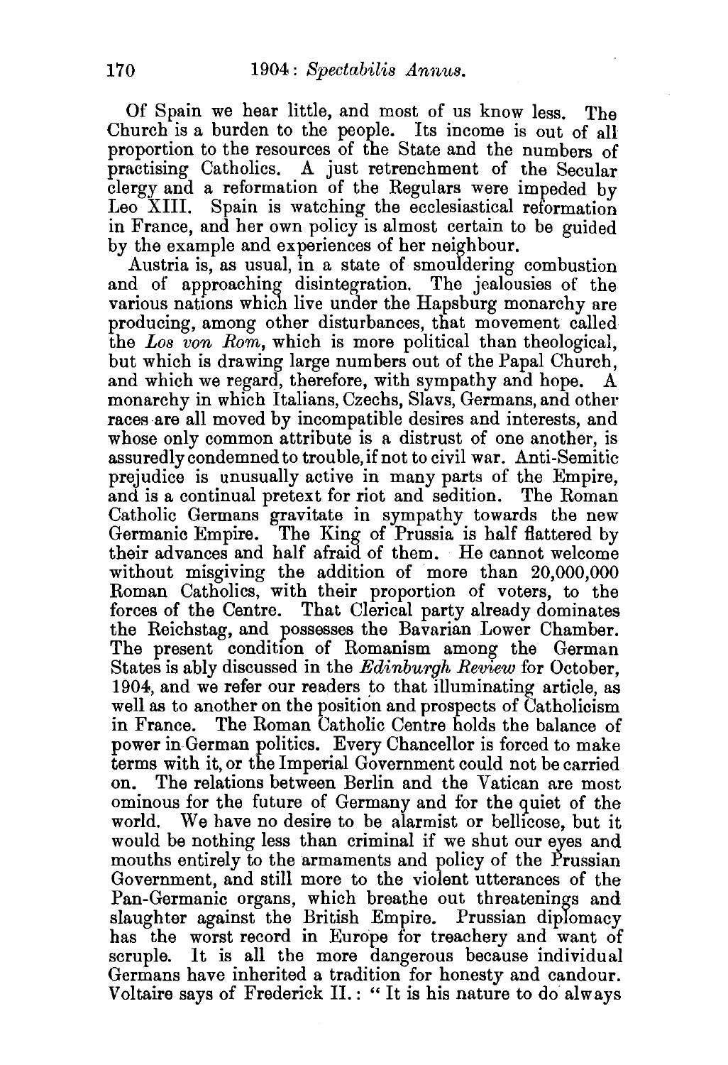Of Spain we hear little, and most of us know less. The Church is a burden to the people. Its income is out of all proportion to the resources of the State and the numbers of practising Catholics. A just retrenchment of the Secular clergy and a reformation of the Regulars were impeded by Leo XIII. Spain is watching the ecclesiastical reformation in France, and her own policy is almost certain to be guided by the example and experiences of her neighbour.

Austria is, as usual, in a state of smouldering combustion and of approaching disintegration. The jealousies of the various nations which live under the Hapsburg monarchy are producing, among other disturbances, that movement called the *Los von Rom*, which is more political than theological, but which is drawing large numbers out of the Papal Church, and which we regard, therefore, with sympathy and hope. A monarchy in which Italians, Czechs, Slavs, Germans, and other races are all moved by incompatible desires and interests, and whose only common attribute is a distrust of one another, is assuredly condemned to trouble, if not to civil war. Anti-Semitic prejudice is unusually active in many parts of the Empire, and is a continual pretext for riot and sedition. The Roman Catholic Germans gravitate in sympathy towards the new Germanic Empire. The King of Prussia is half flattered by their advances and half afraid of them. He cannot welcome without misgiving the addition of more than 20,000,000 Roman Catholics, with their proportion of voters, to the forces of the Centre. That Clerical party already dominates the Reichstag, and possesses the Bavarian Lower Chamber. The present condition of Romanism among the German States is ably discussed in the *Edinburgh Review* for October, 1904, and we refer our readers to that illuminating article, as well as to another on the position and prospects of Catholicism in France. The Roman Catholic Centre holds the balance of power in German politics. Every Chancellor is forced to make terms with it, or the Imperial Government could not be carried on. The relations between Berlin and the Vatican are most ominous for the future of Germany and for the quiet of the world. We have no desire to be alarmist or bellicose, but it would be nothing less than criminal if we shut our eyes and mouths entirely to the armaments and policy of the Prussian Government, and still more to the violent utterances of the Pan-Germanic organs, which breathe out threatenings and slaughter against the British Empire. Prussian diplomacy has the worst record in Europe for treachery and want of scruple. It is all the more dangerous because individual Germans have inherited a tradition for honesty and candour. Voltaire says of Frederick II.: "It is his nature to do always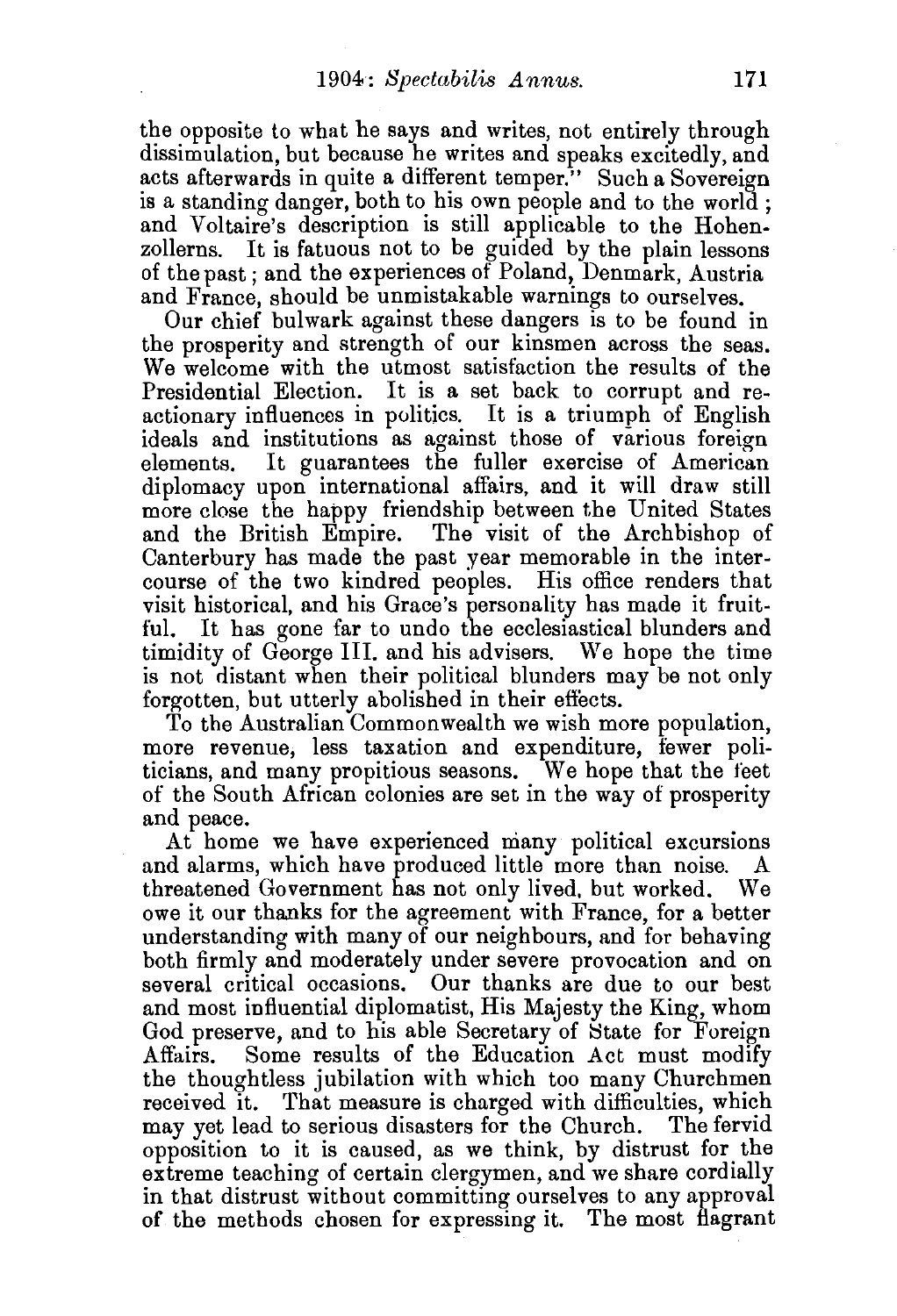the opposite to what he says and writes, not entirely through dissimulation, but because he writes and speaks excitedly, and acts afterwards in quite a different temper." Such a Sovereign is a standing danger, both to his own people and to the world; and Voltaire's description is still applicable to the Hohenzollerns. It is fatuous not to be guided by the plain lessons of the past; and the experiences of Poland, Denmark, Austria and France, should be unmistakable warnings to ourselves.

Our chief bulwark against these dangers is to be found in the prosperity and strength of our kinsmen across the seas. We welcome with the utmost satisfaction the results of the Presidential Election. It is a set back to corrupt and reactionary influences in politics. It is a triumph of English ideals and institutions as against those of various foreign elements. It guarantees the fuller exercise of American diplomacy upon international affairs, and it will draw still more close the happy friendship between the United States and the British Empire. The visit of the Archbishop of Canterbury has made the past year memorable in the intercourse of the two kindred peoples. His office renders that visit historical, and his Grace's personality has made it fruitful. It has gone far to undo the ecclesiastical blunders and timidity of George III. and his advisers. We hope the time is not distant when their political blunders may be not only forgotten, but utterly abolished in their effects.

To the Australian Commonwealth we wish more population, more revenue, less taxation and expenditure, fewer politicians, and many propitious seasons. We hope that the feet of the South African colonies are set in the way of prosperity and peace.

At home we have experienced many political excursions and alarms, which have produced little more than noise. A threatened Government has not only lived, but worked. We owe it our thanks for the agreement with France, for a better understanding with many of our neighbours, and for behaving both firmly and moderately under severe provocation and on several critical occasions. Our thanks are due to our best and most influential diplomatist, His Majesty the King, whom God preserve, and to his able Secretary of State for Foreign Affairs. Some results of the Education Act must modify the thoughtless jubilation with which too many Churchmen received it. That measure is charged with difficulties, which may yet lead to serious disasters for the Church. The fervid opposition to it is caused, as we think, by distrust for the extreme teaching of certain clergymen, and we share cordially in that distrust without committing ourselves to any approval of the methods chosen for expressing it. The most flagrant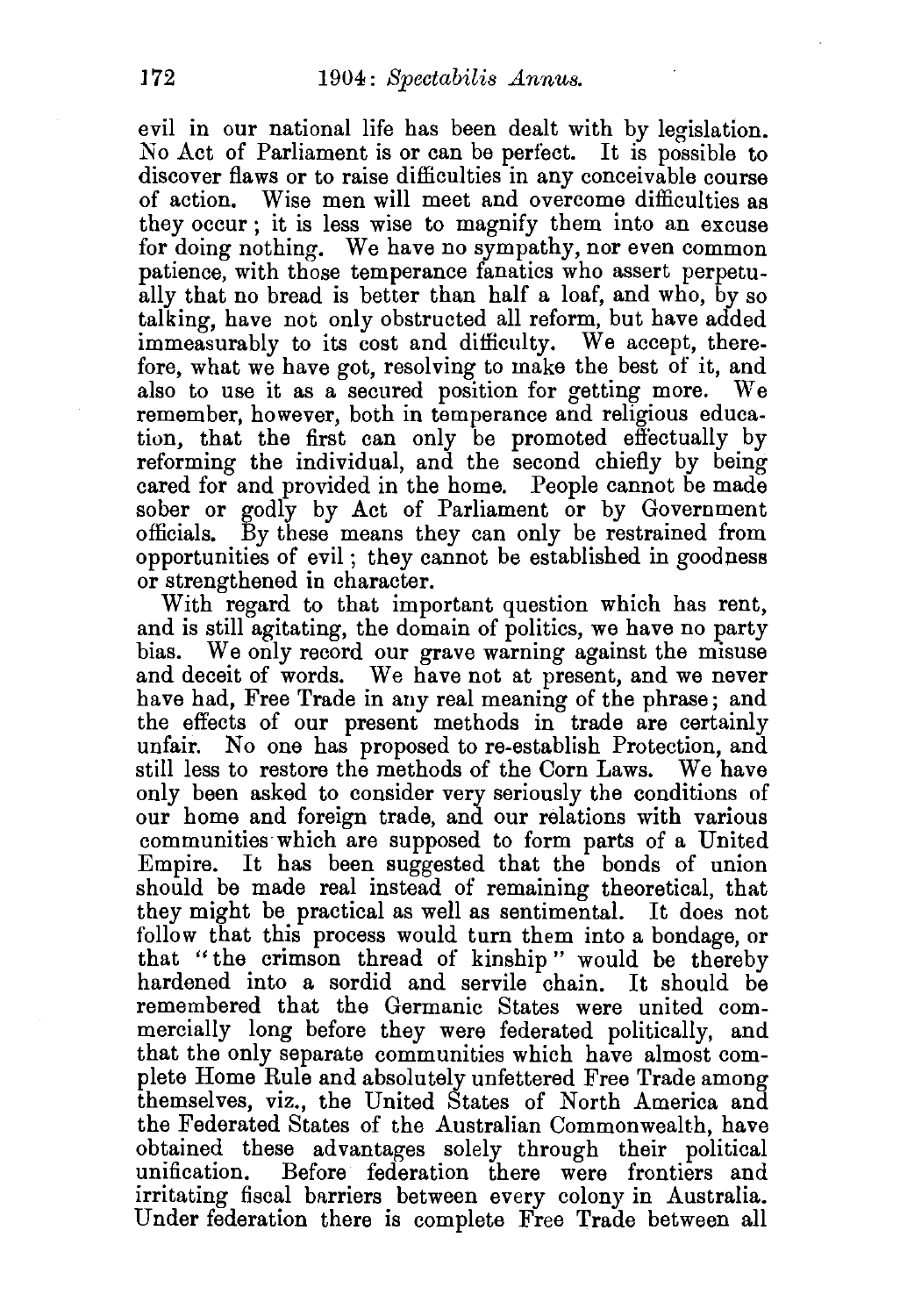evil in our national life has been dealt with by legislation. No Act of Parliament is or can be perfect. It is possible to discover flaws or to raise difficulties in any conceivable course of action. Wise men will meet and overcome difficulties as they occur; it is less wise to magnify them into an excuse for doing nothing. We have no sympathy, nor even common patience, with those temperance fanatics who assert perpetually that no bread is better than half a loaf, and who, by so talking, have not only obstructed all reform, but have added immeasurably to its cost and difficulty. We accept, therefore, what we have got, resolving to make the best of it, and also to use it as a secured position for getting more. We remember, however, both in temperance and religious education, that the first can only be promoted effectually by reforming the individual, and the second chiefly by being cared for and provided in the home. People cannot be made sober or godly by Act of Parliament or by Government officials. By these means they can only be restrained from opportunities of evil; they cannot be established in goodness or strengthened in character.

With regard to that important question which has rent, and is still agitating, the domain of politics, we have no party bias. We only record our grave warning against the misuse and deceit of words. We have not at present, and we never have had, Free Trade in any real meaning of the phrase; and the effects of our present methods in trade are certainly unfair. No one has proposed to re-establish Protection, and still less to restore the methods of the Corn Laws. We have only been asked to consider very seriously the conditions of our home and foreign trade, and our relations with various communities which are supposed to form parts of a United Empire. It has been suggested that the bonds of union should be made real instead of remaining theoretical, that they might be practical as well as sentimental. It does not follow that this process would turn them into a bondage, or that "the crimson thread of kinship" would be thereby hardened into a sordid and servile chain. It should be remembered that the Germanic States were united commercially long before they were federated politically, and that the only separate communities which have almost complete Home Rule and absolutely unfettered Free Trade among themselves, viz., the United States of North America and the Federated States of the Australian Commonwealth, have obtained these advantages solely through their political unification. Before federation there were frontiers and irritating fiscal barriers between every colony in Australia. Under federation there is complete Free Trade between all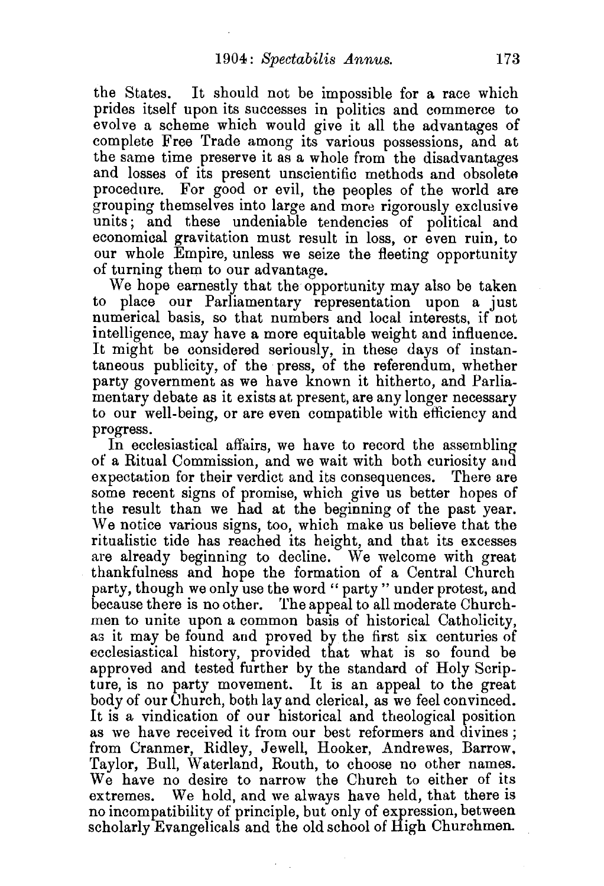the States. It should not be impossible for a race which prides itself upon its successes in politics and commerce to evolve a scheme which would give it all the advantages of complete Free Trade among its various possessions, and at the same time preserve it as a whole from the disadvantages and losses of its present unscientific methods and obsolete procedure. For good or evil, the peoples of the world are grouping themselves into large and more rigorously exclusive units; and these undeniable tendencies of political and economical gravitation must result in loss, or even ruin, to our whole Empire, unless we seize the fleeting opportunity of turning them to our advantage.

We hope earnestly that the opportunity may also be taken to place our Parliamentary representation upon a just numerical basis, so that numbers and local interests, if not intelligence, may have a more equitable weight and influence. It might be considered seriously, in these days of instantaneous publicity, of the press, of the referendum, whether party government as we have known it hitherto, and Parliamentary debate as it exists at present, are any longer necessary to our well-being, or are even compatible with efficiency and progress.

In ecclesiastical affairs, we have to record the assembling of a Ritual Commission, and we wait with both curiosity and expectation for their verdict and its consequences. There are some recent signs of promise, which give us better hopes of the result than we had at the beginning of the past year. We notice various signs, too, which make us believe that the ritualistic tide has reached its height, and that its excesses are already beginning to decline. We welcome with great thankfulness and hope the formation of a Central Church party, though we only use the word "party" under protest, and because there is no other. The appeal to all moderate Churchmen to unite upon a common basis of historical Catholicity, as it may be found and proved by the first six centuries of ecclesiastical history, provided that what is so found be approved and tested further by the standard of Holy Scripture, is no party movement. It is an appeal to the great body of our Church, both lay and clerical, as we feel convinced. It is a vindication of our historical and theological position as we have received it from our best reformers and divines; from Cranmer, Ridley, Jewell, Hooker, Andrewes, Barrow, Taylor, Bull, Waterland, Routh, to choose no other names. We have no desire to narrow the Church to either of its extremes. We hold, and we always have held, that there is no incompatibility of principle, but only of expression, between scholarly Evangelicals and the old school of High Churchmen.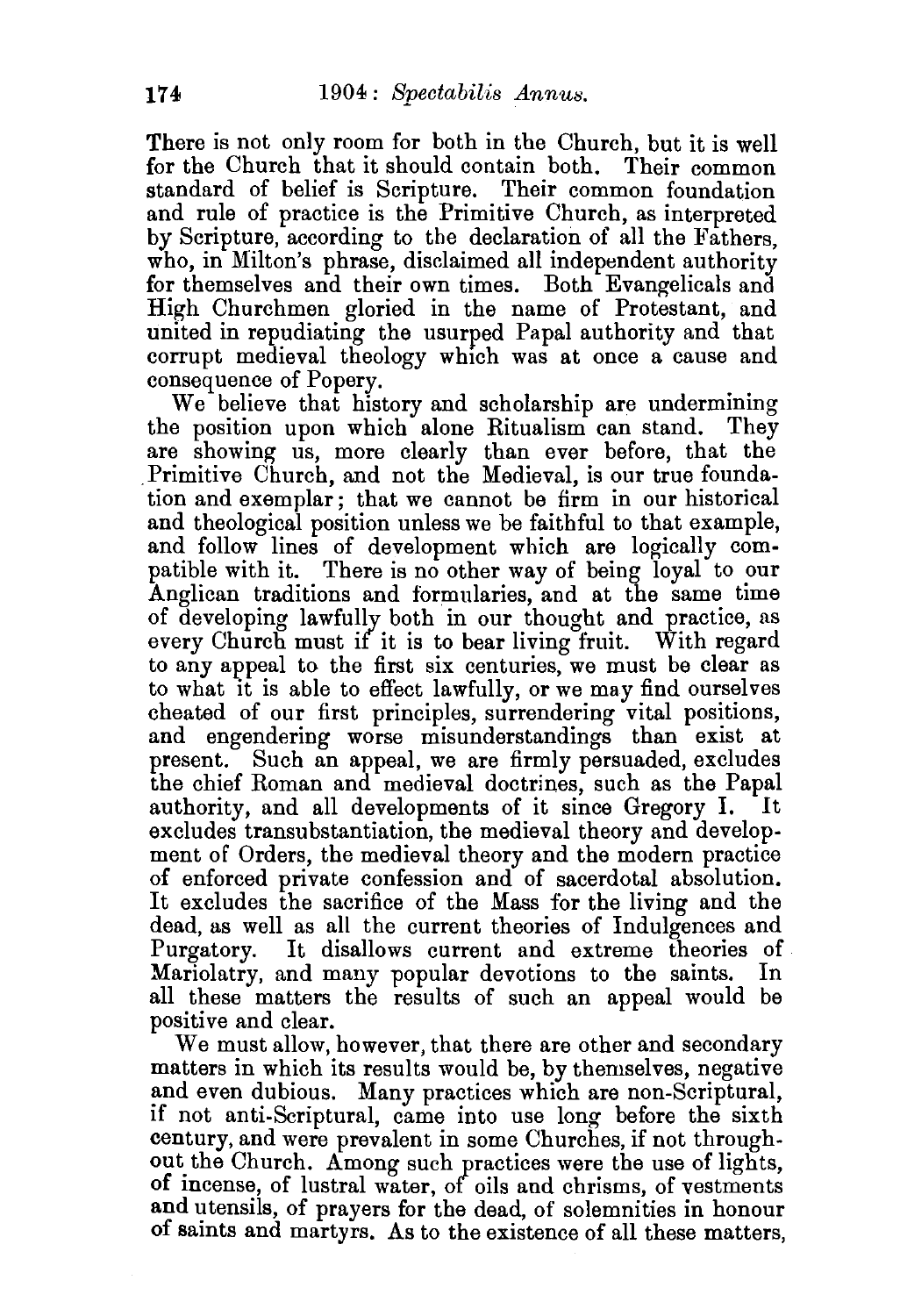There is not only room for both in the Church, but it is well for the Church that it should contain both. Their common standard of belief is Scripture. Their common foundation and rule of practice is the Primitive Church, as interpreted by Scripture, according to the declaration of all the Fathers, who, in Milton's phrase, disclaimed all independent authority for themselves and their own times. Both Evangelicals and High Churchmen gloried in the name of Protestant, and united in repudiating the usurped Papal authority and that corrupt medieval theology which was at once a cause and consequence of Popery.

We believe that history and scholarship are undermining the position upon which alone Ritualism can stand. They are showing us, more clearly than ever before, that the Primitive Church, and not the Medieval, is our true foundation and exemplar; that we cannot be firm in our historical and theological position unless we be faithful to that example, and follow lines of development which are logically compatible with it. There is no other way of being loyal to our Anglican traditions and formularies, and at the same time of developing lawfully both in our thought and practice, as every Church must if it is to bear living fruit. With regard to any appeal to the first six centuries, we must be clear as to what it is able to effect lawfully, or we may find ourselves cheated of our first principles, surrendering vital positions, and engendering worse misunderstandings than exist at present. Such an appeal, we are firmly persuaded, excludes the chief Roman and medieval doctrines, such as the Papal authority, and all developments of it since Gregory I. It excludes transubstantiation, the medieval theory and development of Orders, the medieval theory and the modern practice of enforced private confession and of sacerdotal absolution. It excludes the sacrifice of the Mass for the living and the dead, as well as all the current theories of Indulgences and Purgatory. It disallows current and extreme theories of Mariolatry, and many popular devotions to the saints. In all these matters the results of such an appeal would be positive and clear.

We must allow, however, that there are other and secondary matters in which its results would be, by themselves, negative and even dubious. Many practices which are non-Scriptural, if not anti-Scriptural, came into use long before the sixth century, and were prevalent in some Churches, if not throughout the Church. Among such practices were the use of lights, of incense, of lustral water, of oils and chrisms, of vestments and utensils, of prayers for the dead, of solemnities in honour of saints and martyrs. As to the existence of all these matters,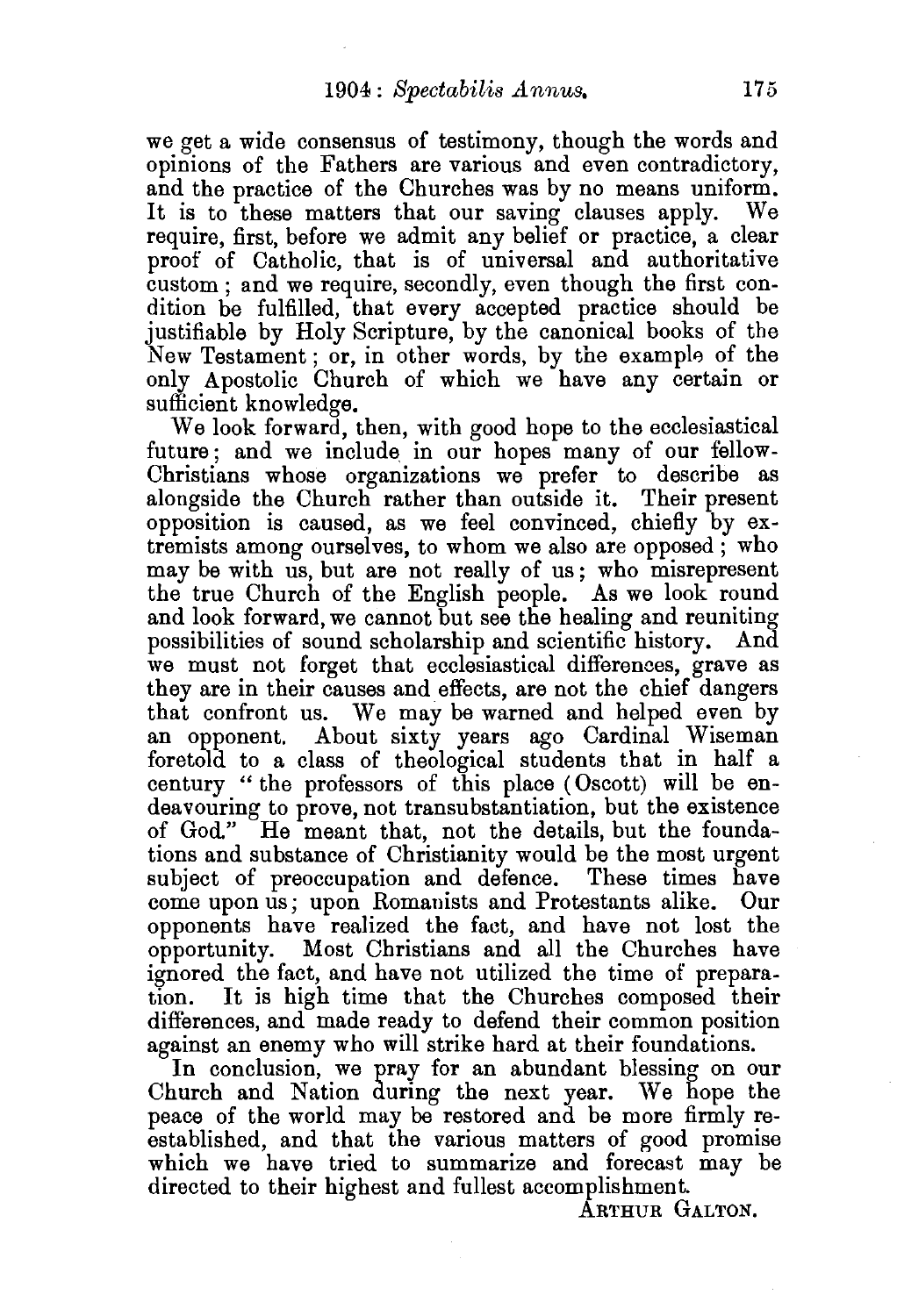we get a wide consensus of testimony, though the words and opinions of the Fathers are various and even contradictory, and the practice of the Churches was by no means uniform. It is to these matters that our saving clauses apply. We require, first, before we admit any belief or practice, a clear proof of Catholic, that is of universal and authoritative custom; and we require, secondly, even though the first condition be fulfilled, that every accepted practice should be justifiable by Holy Scripture, by the canonical books of the New Testament; or, in other words, by the example of the only Apostolic Church of which we have any certain or sufficient knowledge.

We look forward, then, with good hope to the ecclesiastical future; and we include in our hopes many of our fellow-Christians whose organizations we prefer to describe as alongside the Church rather than outside it. Their present opposition is caused, as we feel convinced, chiefly by extremists among ourselves, to whom we also are opposed; who may be with us, but are not really of us; who misrepresent the true Church of the English people. As we look round and look forward, we cannot but see the healing and reuniting possibilities of sound scholarship and scientific history. And we must not forget that ecclesiastical differences, grave as they are in their causes and effects, are not the chief dangers that confront us. We may be warned and helped even by an opponent. About sixty years ago Cardinal Wiseman foretold to a class of theological students that in half a century "the professors of this place (Oscott) will be endeavouring to prove, not transubstantiation, but the existence of God." He meant that, not the details, but the foundations and substance of Christianity would be the most urgent subject of preoccupation and defence. These times have come upon us; upon Romanists and Protestants alike. Our opponents have realized the fact, and have not lost the opportunity. Most Christians and all the Churches have ignored the fact, and have not utilized the time of preparation. It is high time that the Churches composed their differences, and made ready to defend their common position against an enemy who will strike hard at their foundations.

In conclusion, we pray for an abundant blessing on our Church and Nation during the next year. We hope the peace of the world may be restored and be more firmly re-established, and that the various matters of good promise which we have tried to summarize and forecast may be directed to their highest and fullest accomplishment.

ARTHUR GALTON.